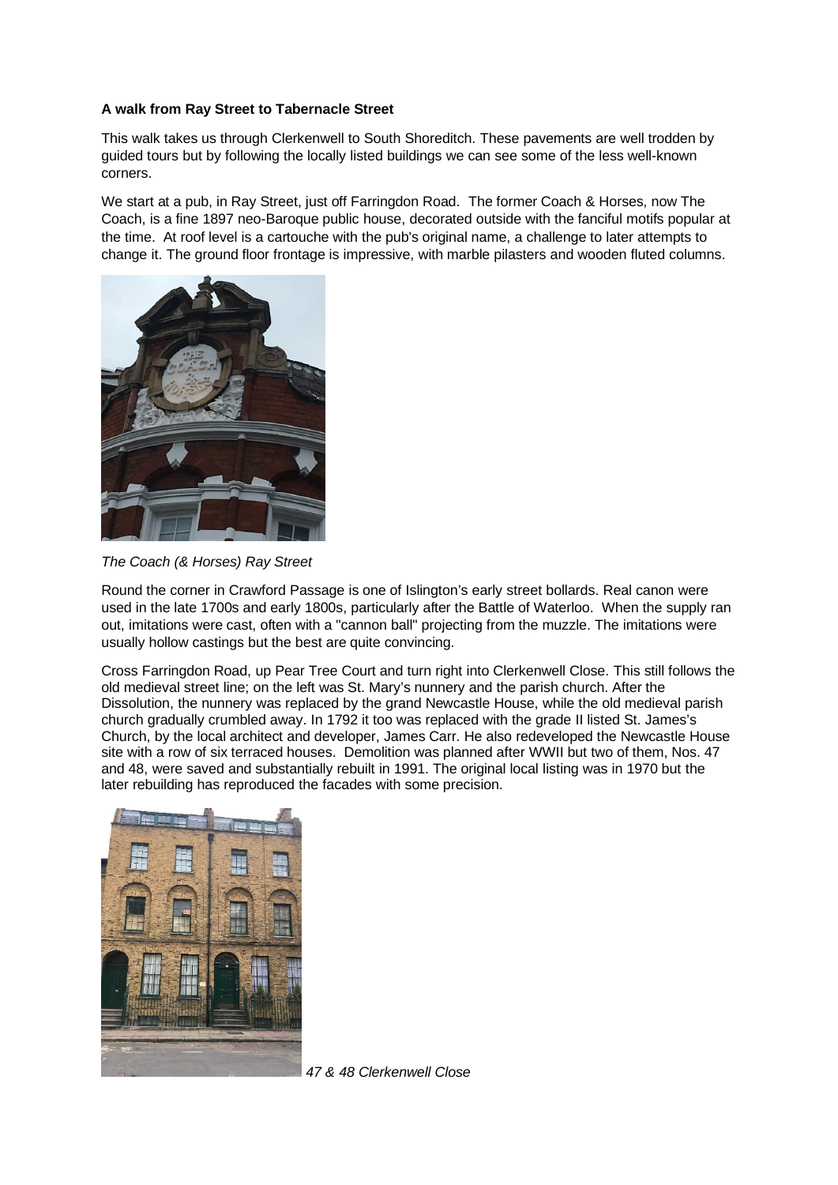**A walk from Ray Street to Tabernacle Street**

This walk takes us through Clerkenwell to South Shoreditch. These pavements are well trodden by guided tours but by following the locally listed buildings we can see some of the less well-known corners.

We start at a pub, in Ray Street, just off Farringdon Road. The former Coach & Horses, now The Coach, is a fine 1897 neo-Baroque public house, decorated outside with the fanciful motifs popular at the time. At roof level is a cartouche with the pub's original name, a challenge to later attempts to change it. The ground floor frontage is impressive, with marble pilasters and wooden fluted columns.

*The Coach (& Horses) Ray Street*

Round the corner in Crawford Passage is one of Islington's early street bollards. Real canon were used in the late 1700s and early 1800s, particularly after the Battle of Waterloo. When the supply ran out, imitations were cast, often with a "cannon ball" projecting from the muzzle. The imitations were usually hollow castings but the best are quite convincing.

Cross Farringdon Road, up Pear Tree Court and turn right into Clerkenwell Close. This still follows the old medieval street line; on the left was St. Mary's nunnery and the parish church. After the Dissolution, the nunnery was replaced by the grand Newcastle House, while the old medieval parish church gradually crumbled away. In 1792 it too was replaced with the grade II listed St. James's Church, by the local architect and developer, James Carr. He also redeveloped the Newcastle House site with a row of six terraced houses. Demolition was planned after WWII but two of them, Nos. 47 and 48, were saved and substantially rebuilt in 1991. The original local listing was in 1970 but the later rebuilding has reproduced the facades with some precision.

*47 & 48 Clerkenwell Close*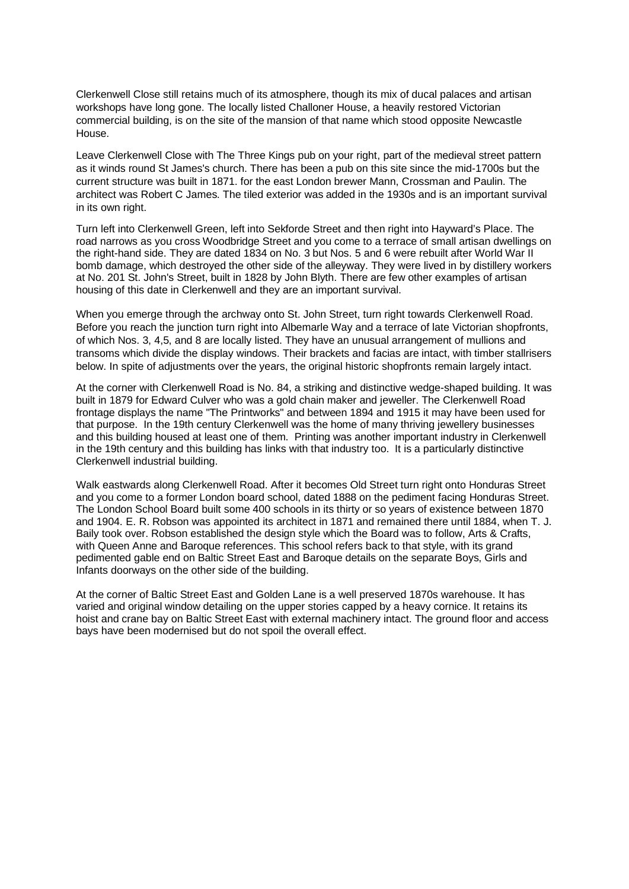Clerkenwell Close still retains much of its atmosphere, though its mix of ducal palaces and artisan workshops have long gone. The locally listed Challoner House, a heavily restored Victorian commercial building, is on the site of the mansion of that name which stood opposite Newcastle House.

Leave Clerkenwell Close with The Three Kings pub on your right, part of the medieval street pattern as it winds round St James's church. There has been a pub on this site since the mid-1700s but the current structure was built in 1871. for the east London brewer Mann, Crossman and Paulin. The architect was Robert C James. The tiled exterior was added in the 1930s and is an important survival in its own right.

Turn left into Clerkenwell Green, left into Sekforde Street and then right into Hayward's Place. The road narrows as you cross Woodbridge Street and you come to a terrace of small artisan dwellings on the right-hand side. They are dated 1834 on No. 3 but Nos. 5 and 6 were rebuilt after World War II bomb damage, which destroyed the other side of the alleyway. They were lived in by distillery workers at No. 201 St. John's Street, built in 1828 by John Blyth. There are few other examples of artisan housing of this date in Clerkenwell and they are an important survival.

When you emerge through the archway onto St. John Street, turn right towards Clerkenwell Road. Before you reach the junction turn right into Albemarle Way and a terrace of late Victorian shopfronts, of which Nos. 3, 4,5, and 8 are locally listed. They have an unusual arrangement of mullions and transoms which divide the display windows. Their brackets and facias are intact, with timber stallrisers below. In spite of adjustments over the years, the original historic shopfronts remain largely intact.

At the corner with Clerkenwell Road is No. 84, a striking and distinctive wedge-shaped building. It was built in 1879 for Edward Culver who was a gold chain maker and jeweller. The Clerkenwell Road frontage displays the name "The Printworks" and between 1894 and 1915 it may have been used for that purpose. In the 19th century Clerkenwell was the home of many thriving jewellery businesses and this building housed at least one of them. Printing was another important industry in Clerkenwell in the 19th century and this building has links with that industry too. It is a particularly distinctive Clerkenwell industrial building.

Walk eastwards along Clerkenwell Road. After it becomes Old Street turn right onto Honduras Street and you come to a former London board school, dated 1888 on the pediment facing Honduras Street. The London School Board built some 400 schools in its thirty or so years of existence between 1870 and 1904. E. R. Robson was appointed its architect in 1871 and remained there until 1884, when T. J. Baily took over. Robson established the design style which the Board was to follow, Arts & Crafts, with Queen Anne and Baroque references. This school refers back to that style, with its grand pedimented gable end on Baltic Street East and Baroque details on the separate Boys, Girls and Infants doorways on the other side of the building.

At the corner of Baltic Street East and Golden Lane is a well preserved 1870s warehouse. It has varied and original window detailing on the upper stories capped by a heavy cornice. It retains its hoist and crane bay on Baltic Street East with external machinery intact. The ground floor and access bays have been modernised but do not spoil the overall effect.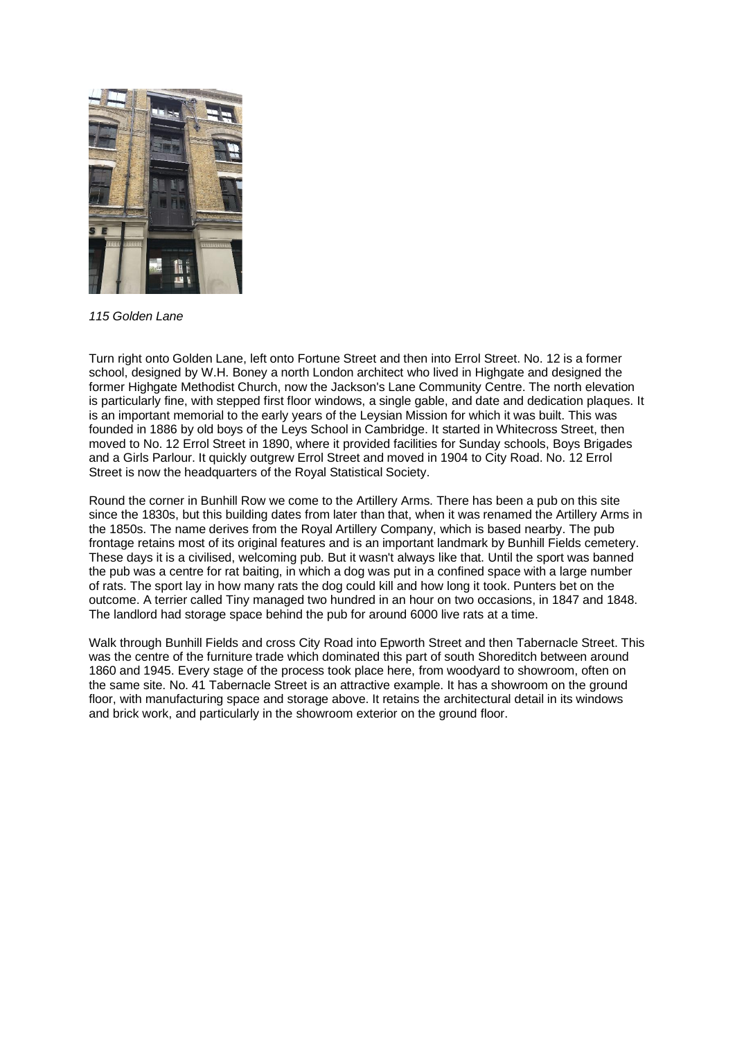*115 Golden Lane*

Turn right onto Golden Lane, left onto Fortune Street and then into Errol Street. No. 12 is a former school, designed by W.H. Boney a north London architect who lived in Highgate and designed the former Highgate Methodist Church, now the Jackson's Lane Community Centre. The north elevation is particularly fine, with stepped first floor windows, a single gable, and date and dedication plaques. It is an important memorial to the early years of the Leysian Mission for which it was built. This was founded in 1886 by old boys of the Leys School in Cambridge. It started in Whitecross Street, then moved to No. 12 Errol Street in 1890, where it provided facilities for Sunday schools, Boys Brigades and a Girls Parlour. It quickly outgrew Errol Street and moved in 1904 to City Road. No. 12 Errol Street is now the headquarters of the Royal Statistical Society.

Round the corner in Bunhill Row we come to the Artillery Arms. There has been a pub on this site since the 1830s, but this building dates from later than that, when it was renamed the Artillery Arms in the 1850s. The name derives from the Royal Artillery Company, which is based nearby. The pub frontage retains most of its original features and is an important landmark by Bunhill Fields cemetery. These days it is a civilised, welcoming pub. But it wasn't always like that. Until the sport was banned the pub was a centre for rat baiting, in which a dog was put in a confined space with a large number of rats. The sport lay in how many rats the dog could kill and how long it took. Punters bet on the outcome. A terrier called Tiny managed two hundred in an hour on two occasions, in 1847 and 1848. The landlord had storage space behind the pub for around 6000 live rats at a time.

Walk through Bunhill Fields and cross City Road into Epworth Street and then Tabernacle Street. This was the centre of the furniture trade which dominated this part of south Shoreditch between around 1860 and 1945. Every stage of the process took place here, from woodyard to showroom, often on the same site. No. 41 Tabernacle Street is an attractive example. It has a showroom on the ground floor, with manufacturing space and storage above. It retains the architectural detail in its windows and brick work, and particularly in the showroom exterior on the ground floor.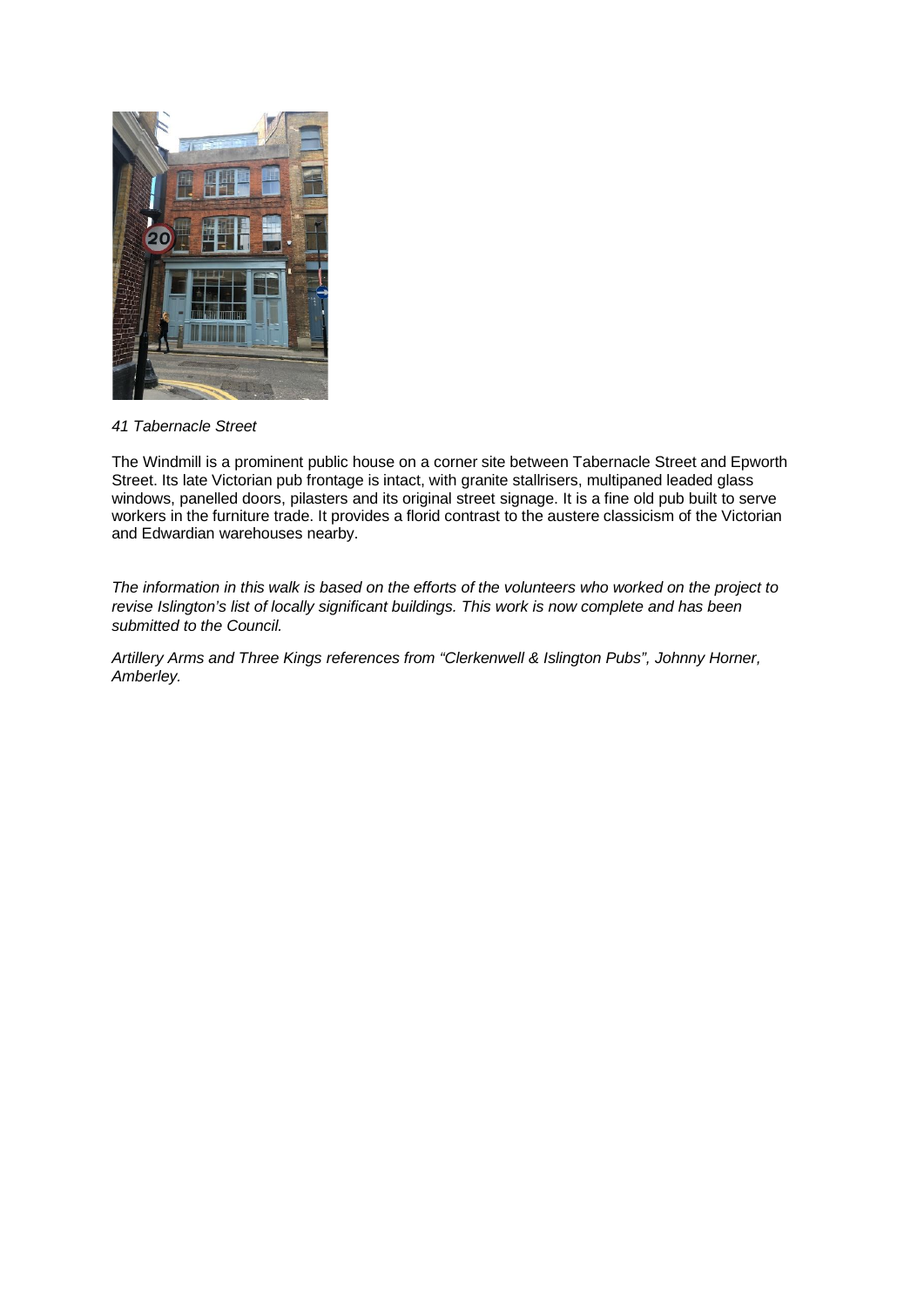*41 Tabernacle Street*

The Windmill is a prominent public house on a corner site between Tabernacle Street and Epworth Street. Its late Victorian pub frontage is intact, with granite stallrisers, multipaned leaded glass windows, panelled doors, pilasters and its original street signage. It is a fine old pub built to serve workers in the furniture trade. It provides a florid contrast to the austere classicism of the Victorian and Edwardian warehouses nearby.

*The information in this walk is based on the efforts of the volunteers who worked on the project to revise Islington's list of locally significant buildings. This work is now complete and has been submitted to the Council.*

*Artillery Arms and Three Kings references from "Clerkenwell & Islington Pubs", Johnny Horner, Amberley.*